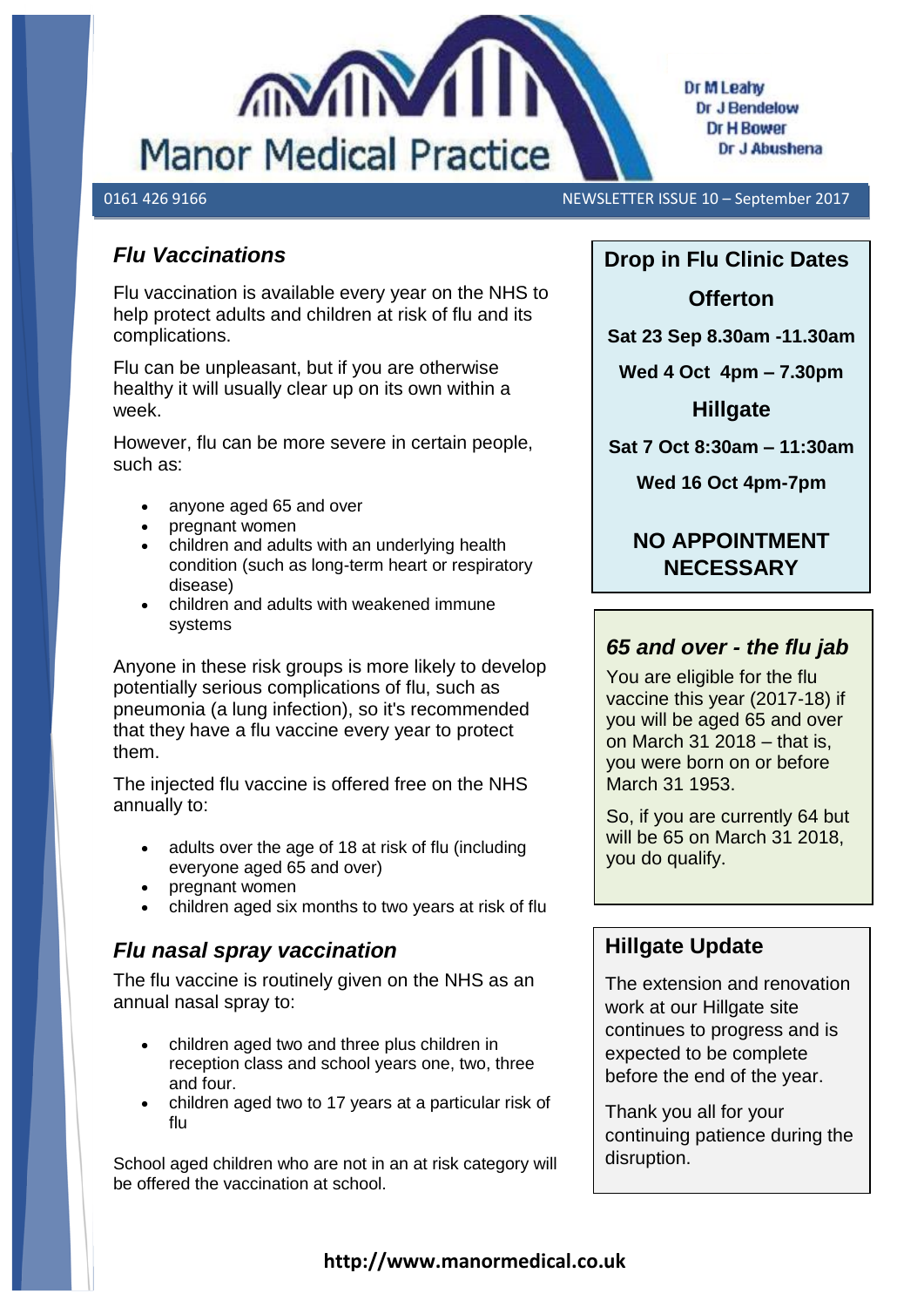# Manor Medical Practice

Dr M Leahy
Dr J Bendelow
Dr H Bower
Dr J Abushena

0161 426 9166

NEWSLETTER ISSUE 10 – September 2017

## *Flu Vaccinations*

Flu vaccination is available every year on the NHS to help protect adults and children at risk of flu and its complications.

Flu can be unpleasant, but if you are otherwise healthy it will usually clear up on its own within a week.

However, flu can be more severe in certain people, such as:

- anyone aged 65 and over
- pregnant women
- children and adults with an underlying health condition (such as long-term heart or respiratory disease)
- children and adults with weakened immune systems

Anyone in these risk groups is more likely to develop potentially serious complications of flu, such as pneumonia (a lung infection), so it's recommended that they have a flu vaccine every year to protect them.

The injected flu vaccine is offered free on the NHS annually to:

- adults over the age of 18 at risk of flu (including everyone aged 65 and over)
- pregnant women
- children aged six months to two years at risk of flu

## *Flu nasal spray vaccination*

The flu vaccine is routinely given on the NHS as an annual nasal spray to:

- children aged two and three plus children in reception class and school years one, two, three and four.
- children aged two to 17 years at a particular risk of flu

School aged children who are not in an at risk category will be offered the vaccination at school.

## Drop in Flu Clinic Dates

**Offerton**

**Sat 23 Sep 8.30am -11.30am**

**Wed 4 Oct 4pm – 7.30pm**

**Hillgate**

**Sat 7 Oct 8:30am – 11:30am**

**Wed 16 Oct 4pm-7pm**

**NO APPOINTMENT NECESSARY**

## *65 and over - the flu jab*

You are eligible for the flu vaccine this year (2017-18) if you will be aged 65 and over on March 31 2018 – that is, you were born on or before March 31 1953.

So, if you are currently 64 but will be 65 on March 31 2018, you do qualify.

## Hillgate Update

The extension and renovation work at our Hillgate site continues to progress and is expected to be complete before the end of the year.

Thank you all for your continuing patience during the disruption.

**http://www.manormedical.co.uk**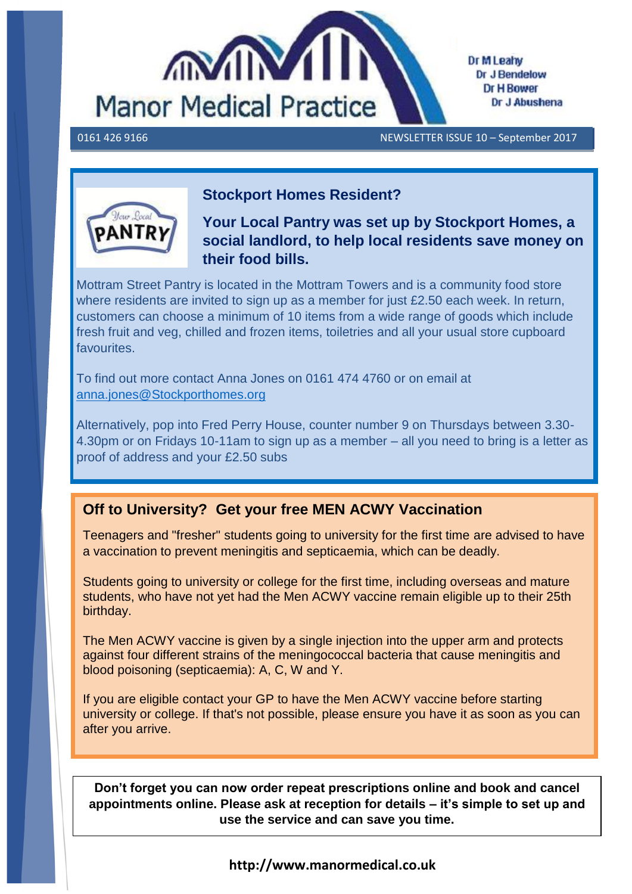Manor Medical Practice

Dr M Leahy
Dr J Bendelow
Dr H Bower
Dr J Abushena

0161 426 9166

NEWSLETTER ISSUE 10 – September 2017

## Stockport Homes Resident?

### Your Local Pantry was set up by Stockport Homes, a social landlord, to help local residents save money on their food bills.

Mottram Street Pantry is located in the Mottram Towers and is a community food store where residents are invited to sign up as a member for just £2.50 each week. In return, customers can choose a minimum of 10 items from a wide range of goods which include fresh fruit and veg, chilled and frozen items, toiletries and all your usual store cupboard favourites.

To find out more contact Anna Jones on 0161 474 4760 or on email at anna.jones@Stockporthomes.org

Alternatively, pop into Fred Perry House, counter number 9 on Thursdays between 3.30-4.30pm or on Fridays 10-11am to sign up as a member – all you need to bring is a letter as proof of address and your £2.50 subs

## Off to University? Get your free MEN ACWY Vaccination

Teenagers and "fresher" students going to university for the first time are advised to have a vaccination to prevent meningitis and septicaemia, which can be deadly.

Students going to university or college for the first time, including overseas and mature students, who have not yet had the Men ACWY vaccine remain eligible up to their 25th birthday.

The Men ACWY vaccine is given by a single injection into the upper arm and protects against four different strains of the meningococcal bacteria that cause meningitis and blood poisoning (septicaemia): A, C, W and Y.

If you are eligible contact your GP to have the Men ACWY vaccine before starting university or college. If that's not possible, please ensure you have it as soon as you can after you arrive.

**Don't forget you can now order repeat prescriptions online and book and cancel appointments online. Please ask at reception for details – it's simple to set up and use the service and can save you time.**

**http://www.manormedical.co.uk**